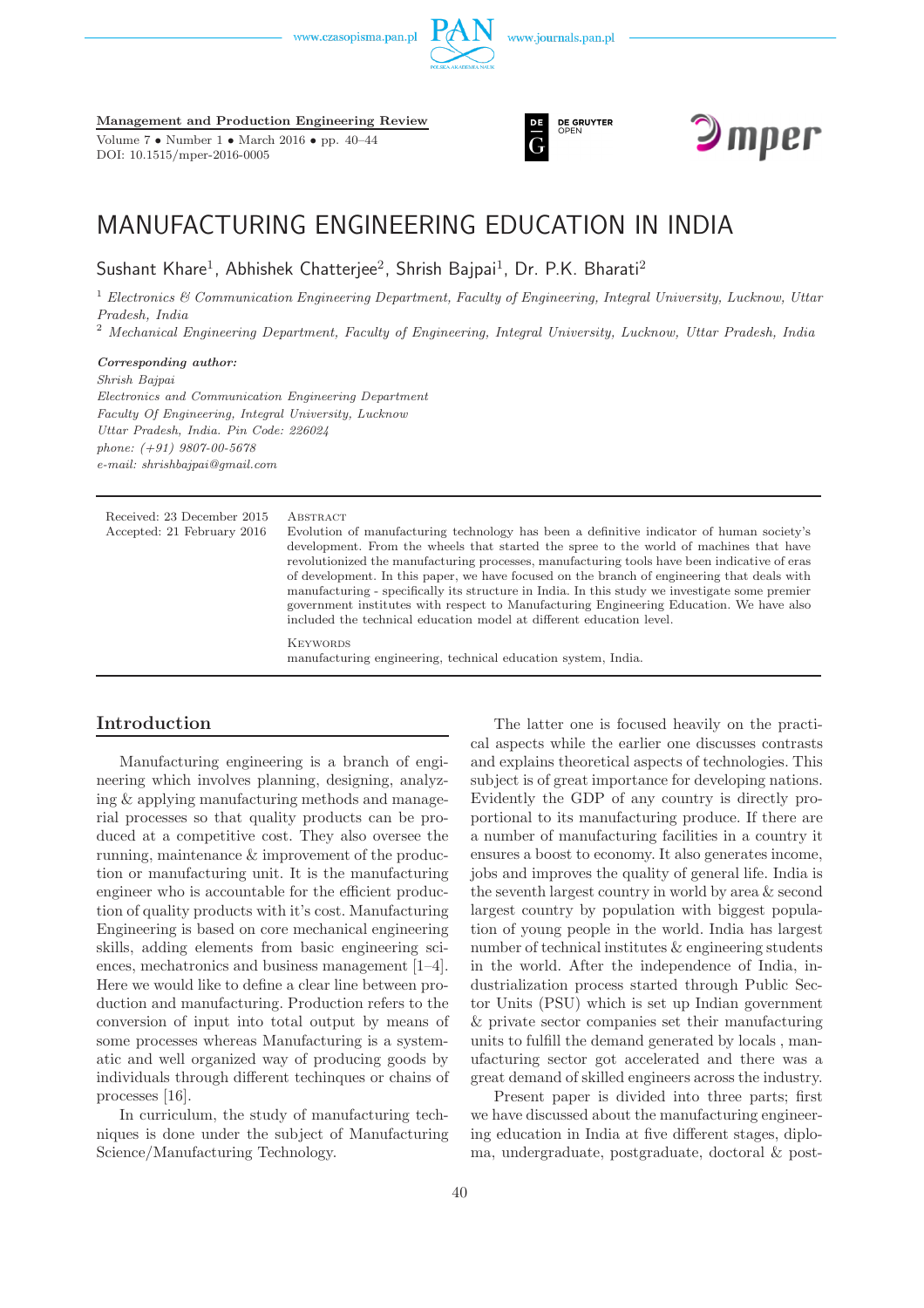# MANUFACTURING ENGINEERING EDUCATION IN INDIA

Sushant Khare[1], Abhishek Chatterjee[2], Shrish Bajpai[1], Dr. P.K. Bharati[2]

[1] *Electronics & Communication Engineering Department, Faculty of Engineering, Integral University, Lucknow, Uttar Pradesh, India*

[2] *Mechanical Engineering Department, Faculty of Engineering, Integral University, Lucknow, Uttar Pradesh, India*

***Corresponding author:***
*Shrish Bajpai*
*Electronics and Communication Engineering Department*
*Faculty Of Engineering, Integral University, Lucknow*
*Uttar Pradesh, India. Pin Code: 226024*
*phone: (+91) 9807-00-5678*
*e-mail: shrishbajpai@gmail.com*

Received: 23 December 2015
Accepted: 21 February 2016

**Abstract**

Evolution of manufacturing technology has been a definitive indicator of human society's development. From the wheels that started the spree to the world of machines that have revolutionized the manufacturing processes, manufacturing tools have been indicative of eras of development. In this paper, we have focused on the branch of engineering that deals with manufacturing - specifically its structure in India. In this study we investigate some premier government institutes with respect to Manufacturing Engineering Education. We have also included the technical education model at different education level.

**Keywords**

manufacturing engineering, technical education system, India.

## Introduction

Manufacturing engineering is a branch of engineering which involves planning, designing, analyzing & applying manufacturing methods and managerial processes so that quality products can be produced at a competitive cost. They also oversee the running, maintenance & improvement of the production or manufacturing unit. It is the manufacturing engineer who is accountable for the efficient production of quality products with it's cost. Manufacturing Engineering is based on core mechanical engineering skills, adding elements from basic engineering sciences, mechatronics and business management [1–4]. Here we would like to define a clear line between production and manufacturing. Production refers to the conversion of input into total output by means of some processes whereas Manufacturing is a systematic and well organized way of producing goods by individuals through different techinques or chains of processes [16].

In curriculum, the study of manufacturing techniques is done under the subject of Manufacturing Science/Manufacturing Technology.

The latter one is focused heavily on the practical aspects while the earlier one discusses contrasts and explains theoretical aspects of technologies. This subject is of great importance for developing nations. Evidently the GDP of any country is directly proportional to its manufacturing produce. If there are a number of manufacturing facilities in a country it ensures a boost to economy. It also generates income, jobs and improves the quality of general life. India is the seventh largest country in world by area & second largest country by population with biggest population of young people in the world. India has largest number of technical institutes & engineering students in the world. After the independence of India, industrialization process started through Public Sector Units (PSU) which is set up Indian government & private sector companies set their manufacturing units to fulfill the demand generated by locals , manufacturing sector got accelerated and there was a great demand of skilled engineers across the industry.

Present paper is divided into three parts; first we have discussed about the manufacturing engineering education in India at five different stages, diploma, undergraduate, postgraduate, doctoral & post-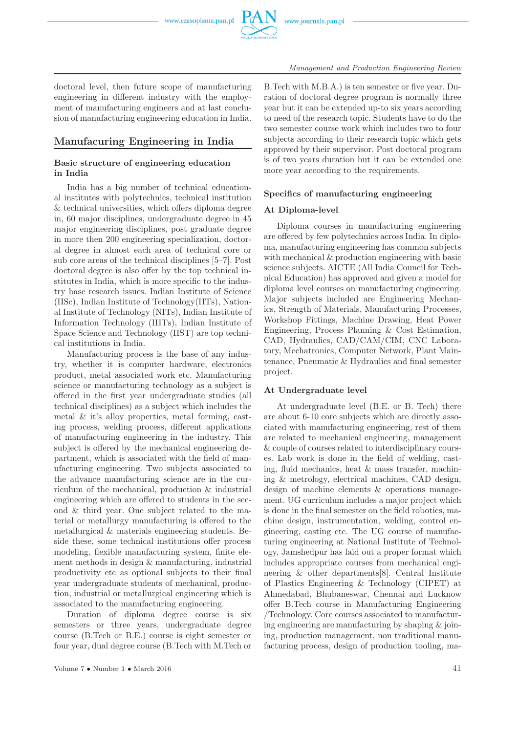doctoral level, then future scope of manufacturing engineering in different industry with the employment of manufacturing engineers and at last conclusion of manufacturing engineering education in India.

## Manufacuring Engineering in India

### Basic structure of engineering education in India

India has a big number of technical educational institutes with polytechnics, technical institution & technical universities, which offers diploma degree in, 60 major disciplines, undergraduate degree in 45 major engineering disciplines, post graduate degree in more then 200 engineering specialization, doctoral degree in almost each area of technical core or sub core areas of the technical disciplines [5–7]. Post doctoral degree is also offer by the top technical institutes in India, which is more specific to the industry base research issues. Indian Institute of Science (IISc), Indian Institute of Technology(IITs), National Institute of Technology (NITs), Indian Institute of Information Technology (IIITs), Indian Institute of Space Science and Technology (IIST) are top technical institutions in India.

Manufacturing process is the base of any industry, whether it is computer hardware, electronics product, metal associated work etc. Manufacturing science or manufacturing technology as a subject is offered in the first year undergraduate studies (all technical disciplines) as a subject which includes the metal & it's alloy properties, metal forming, casting process, welding process, different applications of manufacturing engineering in the industry. This subject is offered by the mechanical engineering department, which is associated with the field of manufacturing engineering. Two subjects associated to the advance manufacturing science are in the curriculum of the mechanical, production & industrial engineering which are offered to students in the second & third year. One subject related to the material or metallurgy manufacturing is offered to the metallurgical & materials engineering students. Beside these, some technical institutions offer process modeling, flexible manufacturing system, finite element methods in design & manufacturing, industrial productivity etc as optional subjects to their final year undergraduate students of mechanical, production, industrial or metallurgical engineering which is associated to the manufacturing engineering.

Duration of diploma degree course is six semesters or three years, undergraduate degree course (B.Tech or B.E.) course is eight semester or four year, dual degree course (B.Tech with M.Tech or B.Tech with M.B.A.) is ten semester or five year. Duration of doctoral degree program is normally three year but it can be extended up-to six years according to need of the research topic. Students have to do the two semester course work which includes two to four subjects according to their research topic which gets approved by their supervisor. Post doctoral program is of two years duration but it can be extended one more year according to the requirements.

### Specifics of manufacturing engineering

#### At Diploma-level

Diploma courses in manufacturing engineering are offered by few polytechnics across India. In diploma, manufacturing engineering has common subjects with mechanical & production engineering with basic science subjects. AICTE (All India Council for Technical Education) has approved and given a model for diploma level courses on manufacturing engineering. Major subjects included are Engineering Mechanics, Strength of Materials, Manufacturing Processes, Workshop Fittings, Machine Drawing, Heat Power Engineering, Process Planning & Cost Estimation, CAD, Hydraulics, CAD/CAM/CIM, CNC Laboratory, Mechatronics, Computer Network, Plant Maintenance, Pneumatic & Hydraulics and final semester project.

#### At Undergraduate level

At undergraduate level (B.E. or B. Tech) there are about 6-10 core subjects which are directly associated with manufacturing engineering, rest of them are related to mechanical engineering, management & couple of courses related to interdisciplinary courses. Lab work is done in the field of welding, casting, fluid mechanics, heat & mass transfer, machining & metrology, electrical machines, CAD design, design of machine elements & operations management. UG curriculum includes a major project which is done in the final semester on the field robotics, machine design, instrumentation, welding, control engineering, casting etc. The UG course of manufacturing engineering at National Institute of Technology, Jamshedpur has laid out a proper format which includes appropriate courses from mechanical engineering & other departments[8]. Central Institute of Plastics Engineering & Technology (CIPET) at Ahmedabad, Bhubaneswar, Chennai and Lucknow offer B.Tech course in Manufacturing Engineering /Technology. Core courses associated to manufacturing engineering are manufacturing by shaping & joining, production management, non traditional manufacturing process, design of production tooling, ma-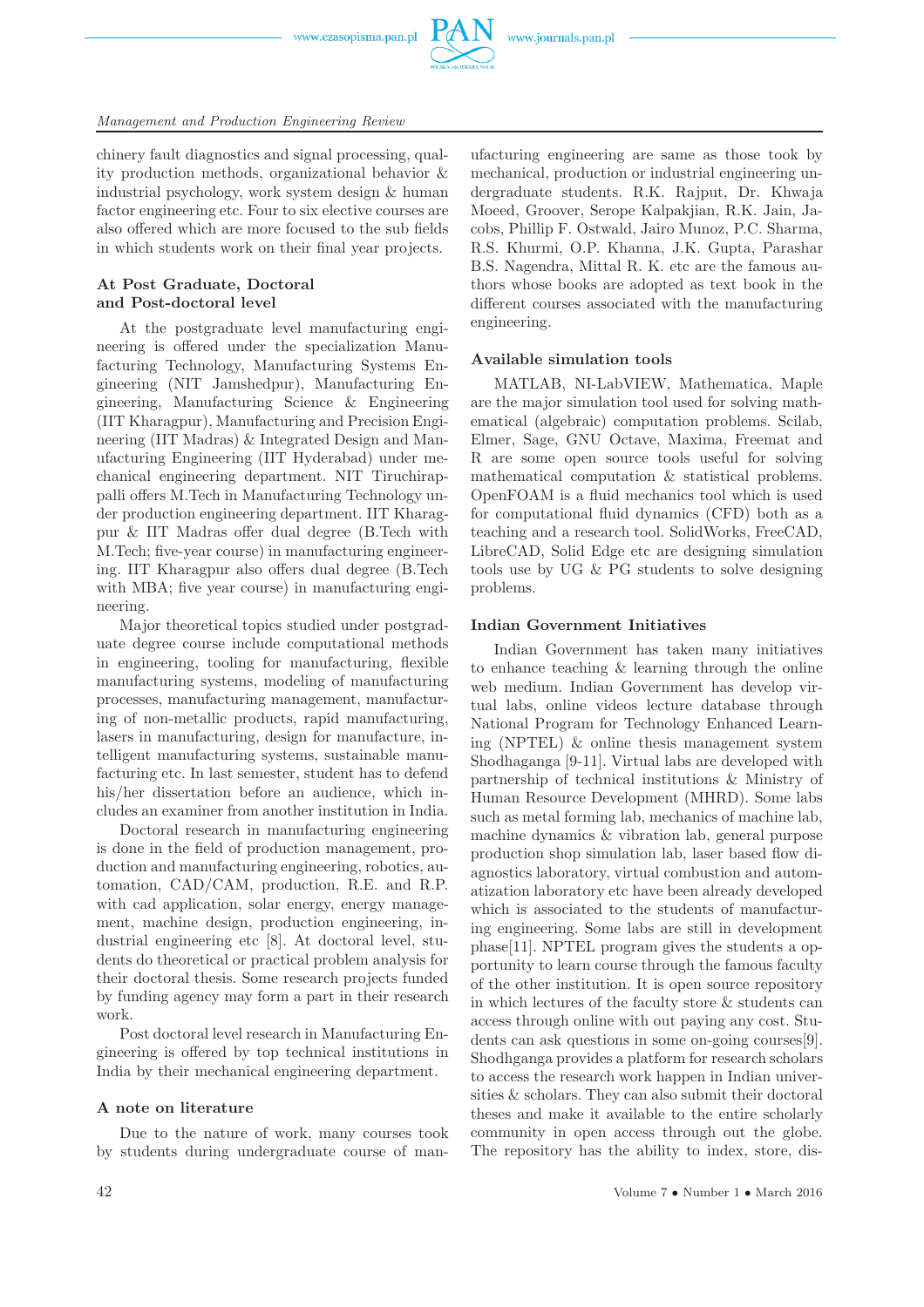chinery fault diagnostics and signal processing, quality production methods, organizational behavior & industrial psychology, work system design & human factor engineering etc. Four to six elective courses are also offered which are more focused to the sub fields in which students work on their final year projects.

### At Post Graduate, Doctoral and Post-doctoral level

At the postgraduate level manufacturing engineering is offered under the specialization Manufacturing Technology, Manufacturing Systems Engineering (NIT Jamshedpur), Manufacturing Engineering, Manufacturing Science & Engineering (IIT Kharagpur), Manufacturing and Precision Engineering (IIT Madras) & Integrated Design and Manufacturing Engineering (IIT Hyderabad) under mechanical engineering department. NIT Tiruchirappalli offers M.Tech in Manufacturing Technology under production engineering department. IIT Kharagpur & IIT Madras offer dual degree (B.Tech with M.Tech; five-year course) in manufacturing engineering. IIT Kharagpur also offers dual degree (B.Tech with MBA; five year course) in manufacturing engineering.

Major theoretical topics studied under postgraduate degree course include computational methods in engineering, tooling for manufacturing, flexible manufacturing systems, modeling of manufacturing processes, manufacturing management, manufacturing of non-metallic products, rapid manufacturing, lasers in manufacturing, design for manufacture, intelligent manufacturing systems, sustainable manufacturing etc. In last semester, student has to defend his/her dissertation before an audience, which includes an examiner from another institution in India.

Doctoral research in manufacturing engineering is done in the field of production management, production and manufacturing engineering, robotics, automation, CAD/CAM, production, R.E. and R.P. with cad application, solar energy, energy management, machine design, production engineering, industrial engineering etc [8]. At doctoral level, students do theoretical or practical problem analysis for their doctoral thesis. Some research projects funded by funding agency may form a part in their research work.

Post doctoral level research in Manufacturing Engineering is offered by top technical institutions in India by their mechanical engineering department.

### A note on literature

Due to the nature of work, many courses took by students during undergraduate course of manufacturing engineering are same as those took by mechanical, production or industrial engineering undergraduate students. R.K. Rajput, Dr. Khwaja Moeed, Groover, Serope Kalpakjian, R.K. Jain, Jacobs, Phillip F. Ostwald, Jairo Munoz, P.C. Sharma, R.S. Khurmi, O.P. Khanna, J.K. Gupta, Parashar B.S. Nagendra, Mittal R. K. etc are the famous authors whose books are adopted as text book in the different courses associated with the manufacturing engineering.

### Available simulation tools

MATLAB, NI-LabVIEW, Mathematica, Maple are the major simulation tool used for solving mathematical (algebraic) computation problems. Scilab, Elmer, Sage, GNU Octave, Maxima, Freemat and R are some open source tools useful for solving mathematical computation & statistical problems. OpenFOAM is a fluid mechanics tool which is used for computational fluid dynamics (CFD) both as a teaching and a research tool. SolidWorks, FreeCAD, LibreCAD, Solid Edge etc are designing simulation tools use by UG & PG students to solve designing problems.

### Indian Government Initiatives

Indian Government has taken many initiatives to enhance teaching & learning through the online web medium. Indian Government has develop virtual labs, online videos lecture database through National Program for Technology Enhanced Learning (NPTEL) & online thesis management system Shodhaganga [9-11]. Virtual labs are developed with partnership of technical institutions & Ministry of Human Resource Development (MHRD). Some labs such as metal forming lab, mechanics of machine lab, machine dynamics & vibration lab, general purpose production shop simulation lab, laser based flow diagnostics laboratory, virtual combustion and automatization laboratory etc have been already developed which is associated to the students of manufacturing engineering. Some labs are still in development phase[11]. NPTEL program gives the students a opportunity to learn course through the famous faculty of the other institution. It is open source repository in which lectures of the faculty store & students can access through online with out paying any cost. Students can ask questions in some on-going courses[9]. Shodhganga provides a platform for research scholars to access the research work happen in Indian universities & scholars. They can also submit their doctoral theses and make it available to the entire scholarly community in open access through out the globe. The repository has the ability to index, store, dis-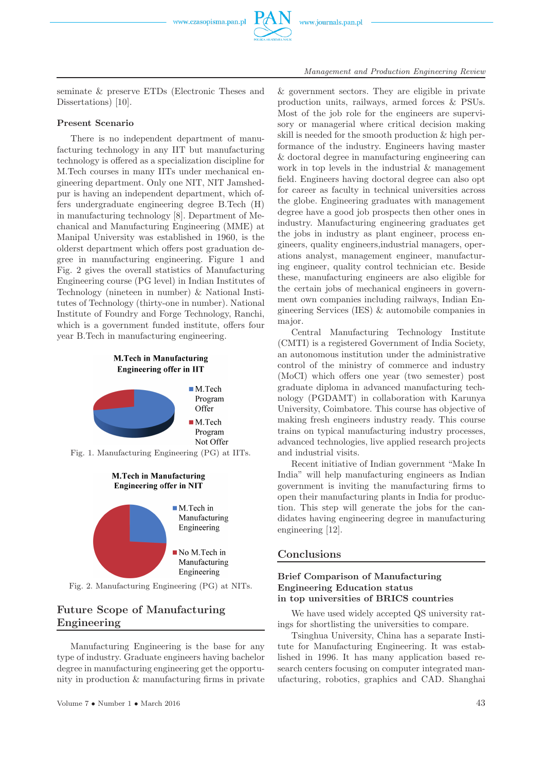seminate & preserve ETDs (Electronic Theses and Dissertations) [10].

### Present Scenario

There is no independent department of manufacturing technology in any IIT but manufacturing technology is offered as a specialization discipline for M.Tech courses in many IITs under mechanical engineering department. Only one NIT, NIT Jamshedpur is having an independent department, which offers undergraduate engineering degree B.Tech (H) in manufacturing technology [8]. Department of Mechanical and Manufacturing Engineering (MME) at Manipal University was established in 1960, is the olderst department which offers post graduation degree in manufacturing engineering. Figure 1 and Fig. 2 gives the overall statistics of Manufacturing Engineering course (PG level) in Indian Institutes of Technology (nineteen in number) & National Institutes of Technology (thirty-one in number). National Institute of Foundry and Forge Technology, Ranchi, which is a government funded institute, offers four year B.Tech in manufacturing engineering.

**M.Tech in Manufacturing Engineering offer in IIT**

- M.Tech Program Offer
- M.Tech Program Not Offer

Fig. 1. Manufacturing Engineering (PG) at IITs.

**M.Tech in Manufacturing Engineering offer in NIT**

- M.Tech in Manufacturing Engineering
- No M.Tech in Manufacturing Engineering

Fig. 2. Manufacturing Engineering (PG) at NITs.

## Future Scope of Manufacturing Engineering

Manufacturing Engineering is the base for any type of industry. Graduate engineers having bachelor degree in manufacturing engineering get the opportunity in production & manufacturing firms in private & government sectors. They are eligible in private production units, railways, armed forces & PSUs. Most of the job role for the engineers are supervisory or managerial where critical decision making skill is needed for the smooth production & high performance of the industry. Engineers having master & doctoral degree in manufacturing engineering can work in top levels in the industrial & management field. Engineers having doctoral degree can also opt for career as faculty in technical universities across the globe. Engineering graduates with management degree have a good job prospects then other ones in industry. Manufacturing engineering graduates get the jobs in industry as plant engineer, process engineers, quality engineers,industrial managers, operations analyst, management engineer, manufacturing engineer, quality control technician etc. Beside these, manufacturing engineers are also eligible for the certain jobs of mechanical engineers in government own companies including railways, Indian Engineering Services (IES) & automobile companies in major.

Central Manufacturing Technology Institute (CMTI) is a registered Government of India Society, an autonomous institution under the administrative control of the ministry of commerce and industry (MoCI) which offers one year (two semester) post graduate diploma in advanced manufacturing technology (PGDAMT) in collaboration with Karunya University, Coimbatore. This course has objective of making fresh engineers industry ready. This course trains on typical manufacturing industry processes, advanced technologies, live applied research projects and industrial visits.

Recent initiative of Indian government "Make In India" will help manufacturing engineers as Indian government is inviting the manufacturing firms to open their manufacturing plants in India for production. This step will generate the jobs for the candidates having engineering degree in manufacturing engineering [12].

## Conclusions

### Brief Comparison of Manufacturing Engineering Education status in top universities of BRICS countries

We have used widely accepted QS university ratings for shortlisting the universities to compare.

Tsinghua University, China has a separate Institute for Manufacturing Engineering. It was established in 1996. It has many application based research centers focusing on computer integrated manufacturing, robotics, graphics and CAD. Shanghai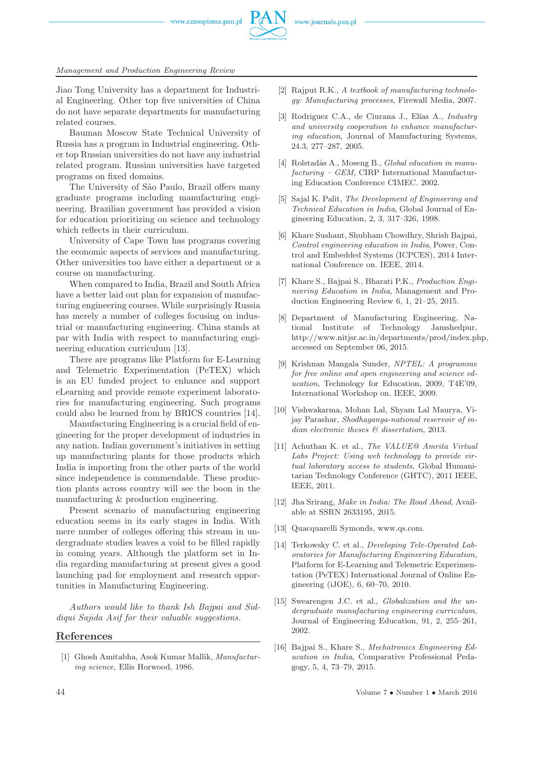Jiao Tong University has a department for Industrial Engineering. Other top five universities of China do not have separate departments for manufacturing related courses.

Bauman Moscow State Technical University of Russia has a program in Industrial engineering. Other top Russian universities do not have any industrial related program. Russian universities have targeted programs on fixed domains.

The University of São Paulo, Brazil offers many graduate programs including manufacturing engineering. Brazilian government has provided a vision for education prioritizing on science and technology which reflects in their curriculum.

University of Cape Town has programs covering the economic aspects of services and manufacturing. Other universities too have either a department or a course on manufacturing.

When compared to India, Brazil and South Africa have a better laid out plan for expansion of manufacturing engineering courses. While surprisingly Russia has merely a number of colleges focusing on industrial or manufacturing engineering. China stands at par with India with respect to manufacturing engineering education curriculum [13].

There are programs like Platform for E-Learning and Telemetric Experimentation (PeTEX) which is an EU funded project to enhance and support eLearning and provide remote experiment laboratories for manufacturing engineering. Such programs could also be learned from by BRICS countries [14].

Manufacturing Engineering is a crucial field of engineering for the proper development of industries in any nation. Indian government's initiatives in setting up manufacturing plants for those products which India is importing from the other parts of the world since independence is commendable. These production plants across country will see the boon in the manufacturing & production engineering.

Present scenario of manufacturing engineering education seems in its early stages in India. With mere number of colleges offering this stream in undergraduate studies leaves a void to be filled rapidly in coming years. Although the platform set in India regarding manufacturing at present gives a good launching pad for employment and research opportunities in Manufacturing Engineering.

*Authors would like to thank Ish Bajpai and Siddiqui Sajida Asif for their valuable suggestions.*

## References

[1] Ghosh Amitabha, Asok Kumar Mallik, *Manufacturing science*, Ellis Horwood, 1986.

[2] Rajput R.K., *A textbook of manufacturing technology: Manufacturing processes*, Firewall Media, 2007.

[3] Rodriguez C.A., de Ciurana J., Elías A., *Industry and university cooperation to enhance manufacturing education*, Journal of Manufacturing Systems, 24.3, 277–287, 2005.

[4] Rolstadås A., Moseng B., *Global education in manufacturing – GEM*, CIRP International Manufacturing Education Conference CIMEC. 2002.

[5] Sajal K. Palit, *The Development of Engineering and Technical Education in India*, Global Journal of Engineering Education, 2, 3, 317–326, 1998.

[6] Khare Sushant, Shubham Chowdhry, Shrish Bajpai, *Control engineering education in India*, Power, Control and Embedded Systems (ICPCES), 2014 International Conference on. IEEE, 2014.

[7] Khare S., Bajpai S., Bharati P.K., *Production Engineering Education in India*, Management and Production Engineering Review 6, 1, 21–25, 2015.

[8] Department of Manufacturing Engineering, National Institute of Technology Jamshedpur, http://www.nitjsr.ac.in/departments/prod/index.php, accessed on September 06, 2015.

[9] Krishnan Mangala Sunder, *NPTEL: A programme for free online and open engineering and science education*, Technology for Education, 2009, T4E'09, International Workshop on. IEEE, 2009.

[10] Vishwakarma, Mohan Lal, Shyam Lal Maurya, Vijay Parashar, *Shodhaganga-national reservoir of indian electronic theses & dissertation*, 2013.

[11] Achuthan K. et al., *The VALUE@ Amrita Virtual Labs Project: Using web technology to provide virtual laboratory access to students*, Global Humanitarian Technology Conference (GHTC), 2011 IEEE, IEEE, 2011.

[12] Jha Srirang, *Make in India: The Road Ahead*, Available at SSRN 2633195, 2015.

[13] Quacquarelli Symonds, www.qs.com.

[14] Terkowsky C. et al., *Developing Tele-Operated Laboratories for Manufacturing Engineering Education*, Platform for E-Learning and Telemetric Experimentation (PeTEX) International Journal of Online Engineering (iJOE), 6, 60–70, 2010.

[15] Swearengen J.C. et al., *Globalization and the undergraduate manufacturing engineering curriculum*, Journal of Engineering Education, 91, 2, 255–261, 2002.

[16] Bajpai S., Khare S., *Mechatronics Engineering Education in India*, Comparative Professional Pedagogy, 5, 4, 73–79, 2015.